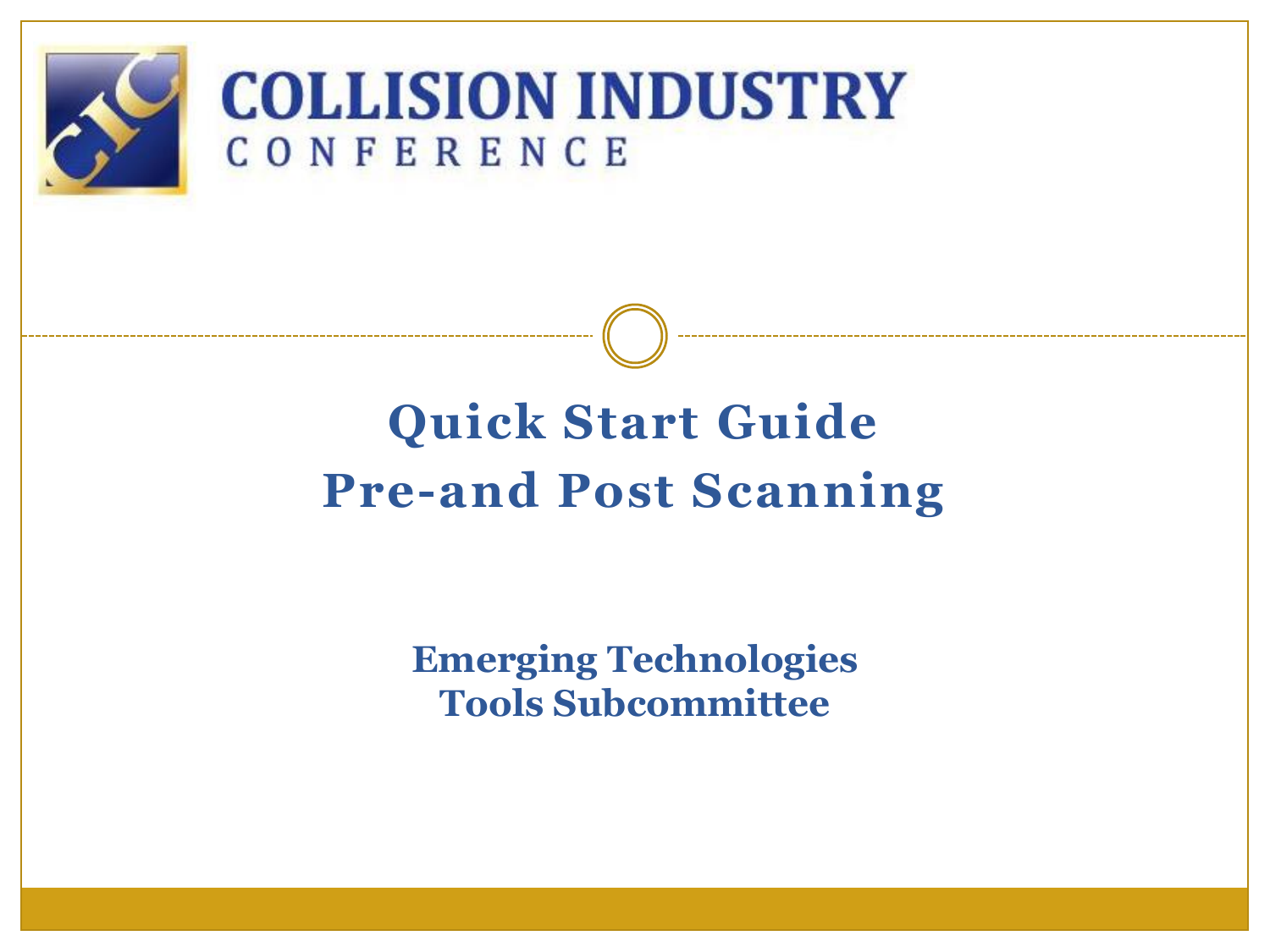COLLISION INDUSTRY
CONFERENCE

# Quick Start Guide
# Pre-and Post Scanning

**Emerging Technologies**
**Tools Subcommittee**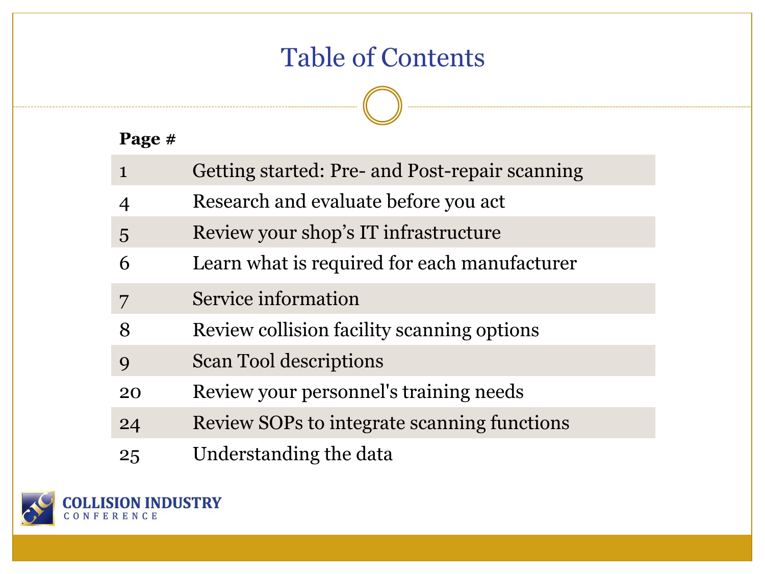# Table of Contents

| Page # | |
|---|---|
| 1 | Getting started: Pre- and Post-repair scanning |
| 4 | Research and evaluate before you act |
| 5 | Review your shop's IT infrastructure |
| 6 | Learn what is required for each manufacturer |
| 7 | Service information |
| 8 | Review collision facility scanning options |
| 9 | Scan Tool descriptions |
| 20 | Review your personnel's training needs |
| 24 | Review SOPs to integrate scanning functions |
| 25 | Understanding the data |

COLLISION INDUSTRY CONFERENCE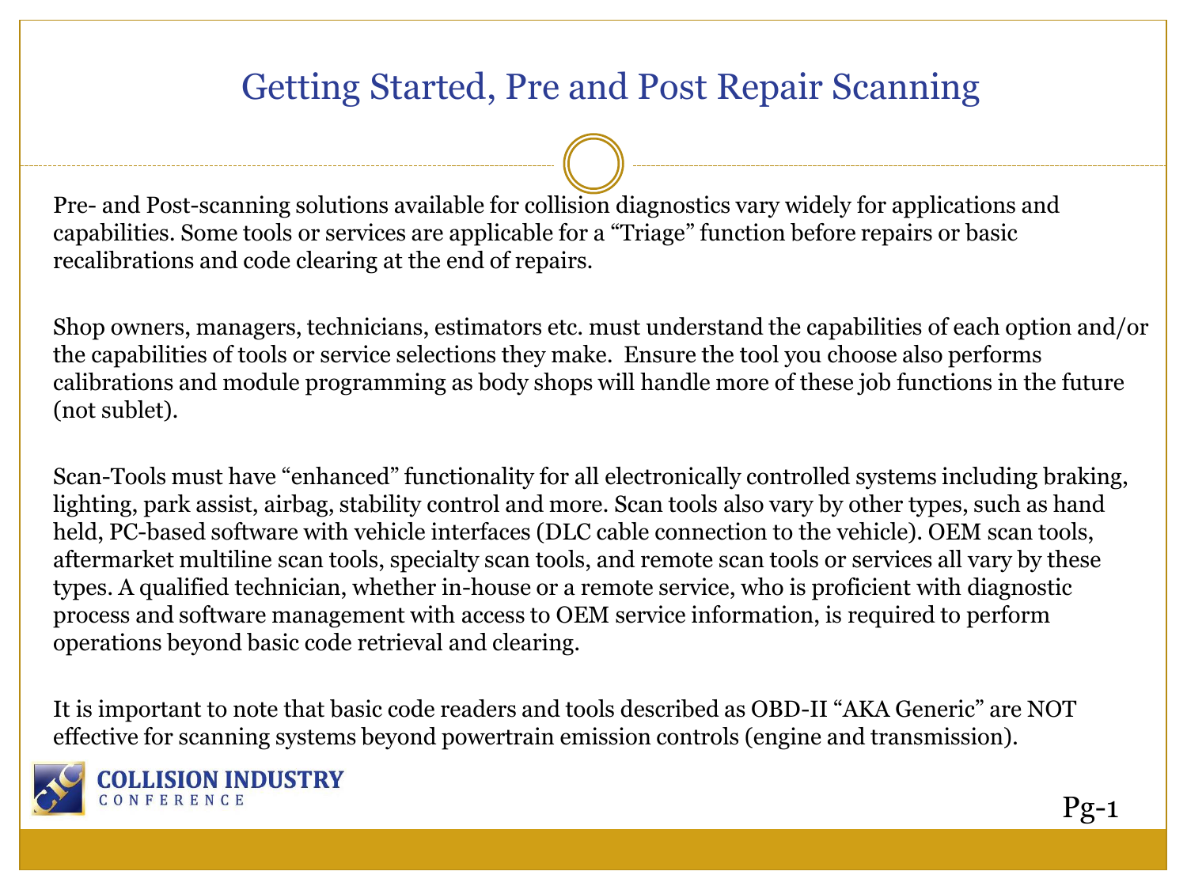# Getting Started, Pre and Post Repair Scanning

Pre- and Post-scanning solutions available for collision diagnostics vary widely for applications and capabilities. Some tools or services are applicable for a "Triage" function before repairs or basic recalibrations and code clearing at the end of repairs.

Shop owners, managers, technicians, estimators etc. must understand the capabilities of each option and/or the capabilities of tools or service selections they make. Ensure the tool you choose also performs calibrations and module programming as body shops will handle more of these job functions in the future (not sublet).

Scan-Tools must have "enhanced" functionality for all electronically controlled systems including braking, lighting, park assist, airbag, stability control and more. Scan tools also vary by other types, such as hand held, PC-based software with vehicle interfaces (DLC cable connection to the vehicle). OEM scan tools, aftermarket multiline scan tools, specialty scan tools, and remote scan tools or services all vary by these types. A qualified technician, whether in-house or a remote service, who is proficient with diagnostic process and software management with access to OEM service information, is required to perform operations beyond basic code retrieval and clearing.

It is important to note that basic code readers and tools described as OBD-II "AKA Generic" are NOT effective for scanning systems beyond powertrain emission controls (engine and transmission).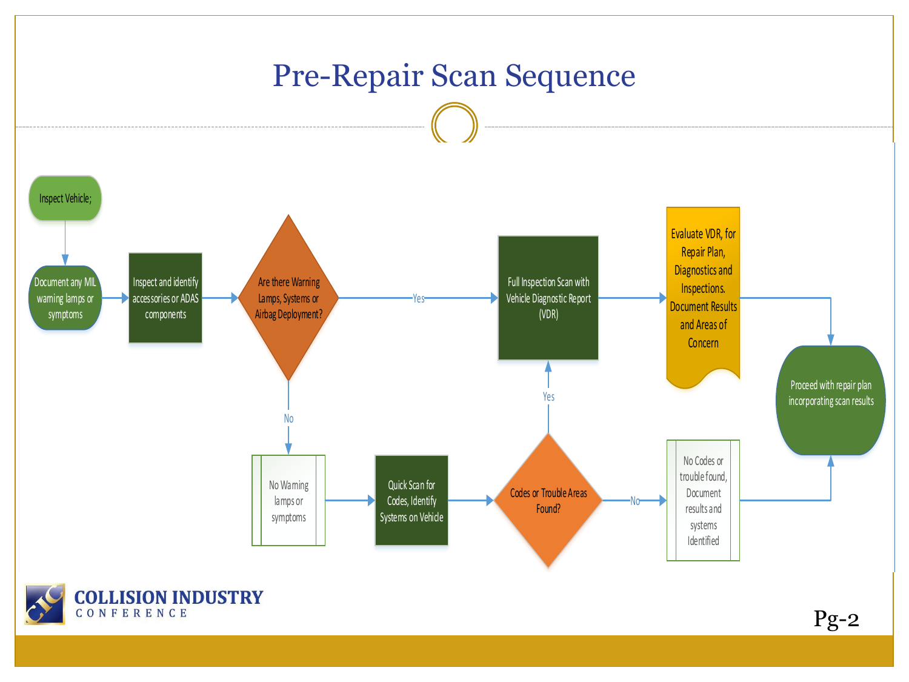# Pre-Repair Scan Sequence

- Inspect Vehicle;
- Document any MIL warning lamps or symptoms
- Inspect and identify accessories or ADAS components
- Are there Warning Lamps, Systems or Airbag Deployment?
  - Yes → Full Inspection Scan with Vehicle Diagnostic Report (VDR)
    - Evaluate VDR, for Repair Plan, Diagnostics and Inspections. Document Results and Areas of Concern
    - Proceed with repair plan incorporating scan results
  - No → No Warning lamps or symptoms
    - Quick Scan for Codes, Identify Systems on Vehicle
    - Codes or Trouble Areas Found?
      - Yes → Full Inspection Scan with Vehicle Diagnostic Report (VDR)
      - No → No Codes or trouble found, Document results and systems Identified
        - Proceed with repair plan incorporating scan results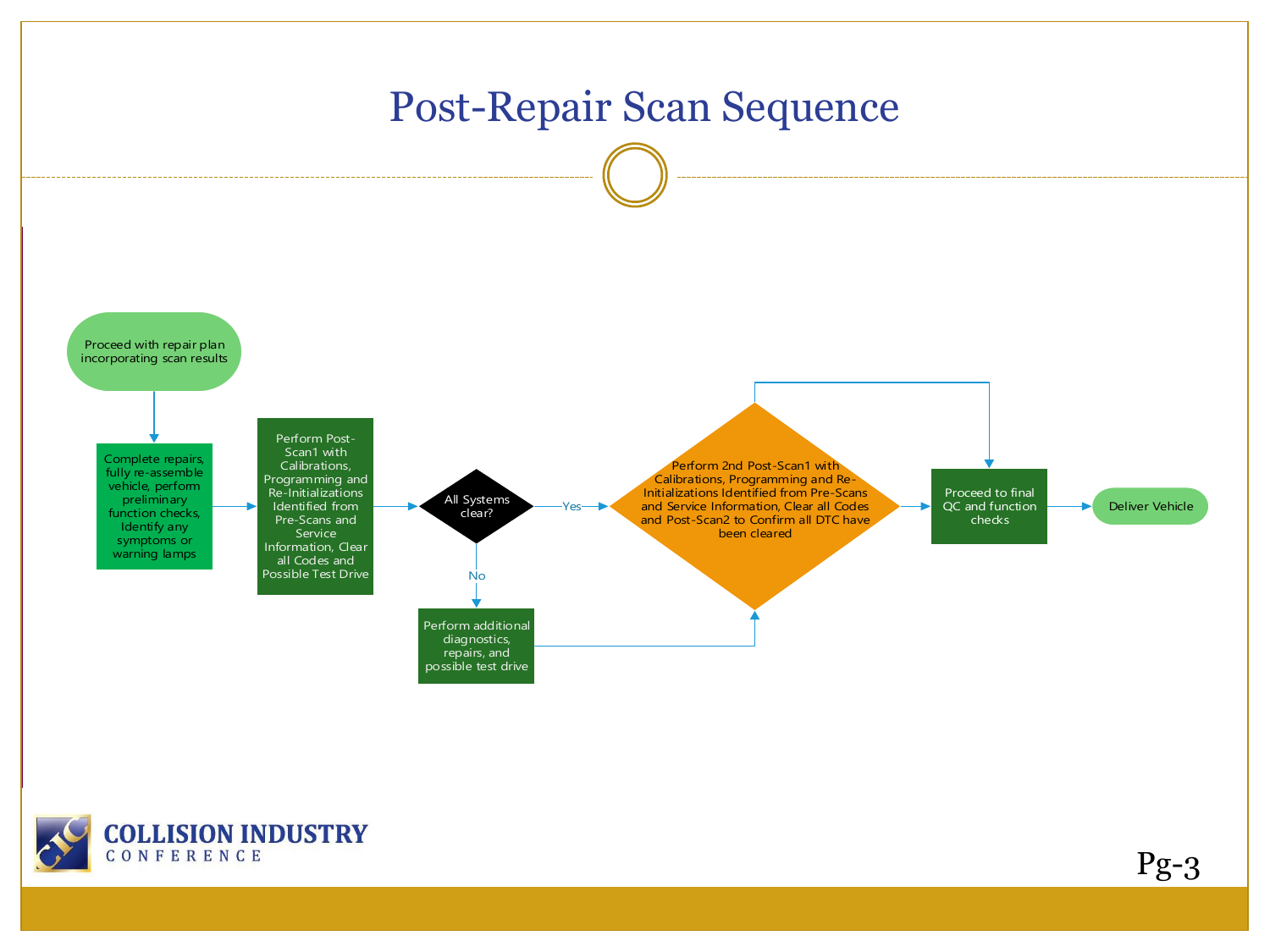# Post-Repair Scan Sequence

- Proceed with repair plan incorporating scan results
- Complete repairs, fully re-assemble vehicle, perform preliminary function checks, Identify any symptoms or warning lamps
- Perform Post-Scan1 with Calibrations, Programming and Re-Initializations Identified from Pre-Scans and Service Information, Clear all Codes and Possible Test Drive
- All Systems clear?
  - Yes → Perform 2nd Post-Scan1 with Calibrations, Programming and Re-Initializations Identified from Pre-Scans and Service Information, Clear all Codes and Post-Scan2 to Confirm all DTC have been cleared
  - No → Perform additional diagnostics, repairs, and possible test drive → Perform 2nd Post-Scan1 with Calibrations, Programming and Re-Initializations Identified from Pre-Scans and Service Information, Clear all Codes and Post-Scan2 to Confirm all DTC have been cleared
- Proceed to final QC and function checks
- Deliver Vehicle

COLLISION INDUSTRY CONFERENCE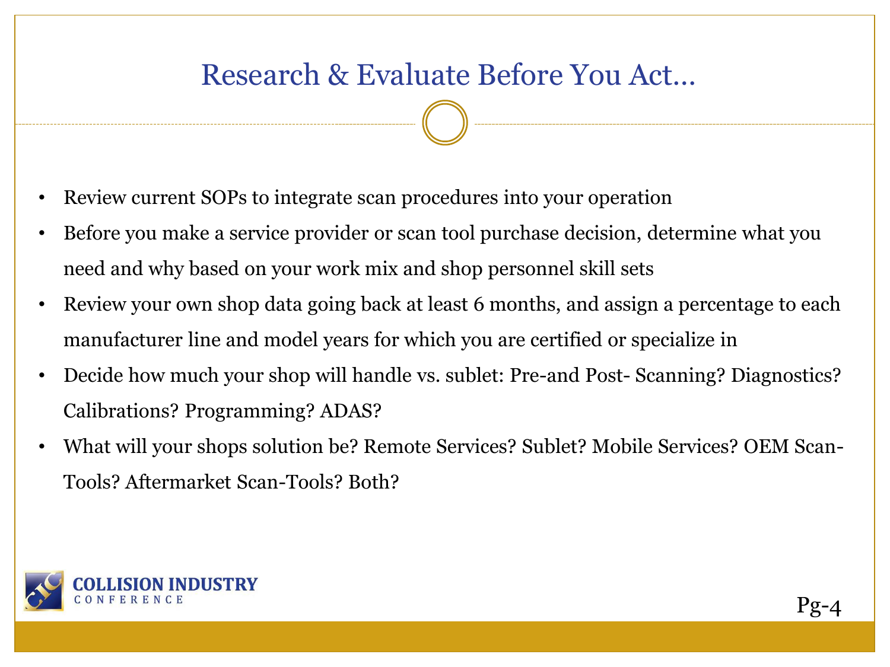# Research & Evaluate Before You Act…

- Review current SOPs to integrate scan procedures into your operation
- Before you make a service provider or scan tool purchase decision, determine what you need and why based on your work mix and shop personnel skill sets
- Review your own shop data going back at least 6 months, and assign a percentage to each manufacturer line and model years for which you are certified or specialize in
- Decide how much your shop will handle vs. sublet: Pre-and Post- Scanning? Diagnostics? Calibrations? Programming? ADAS?
- What will your shops solution be? Remote Services? Sublet? Mobile Services? OEM Scan-Tools? Aftermarket Scan-Tools? Both?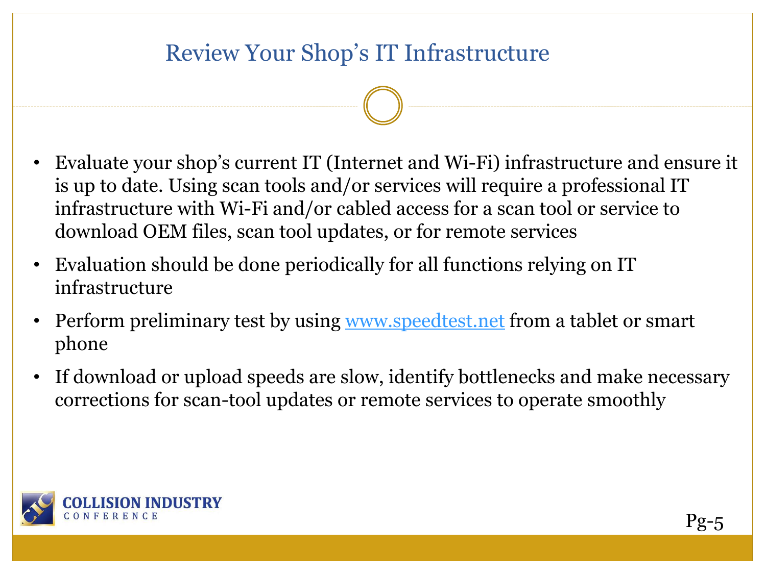# Review Your Shop's IT Infrastructure

- Evaluate your shop's current IT (Internet and Wi-Fi) infrastructure and ensure it is up to date. Using scan tools and/or services will require a professional IT infrastructure with Wi-Fi and/or cabled access for a scan tool or service to download OEM files, scan tool updates, or for remote services
- Evaluation should be done periodically for all functions relying on IT infrastructure
- Perform preliminary test by using www.speedtest.net from a tablet or smart phone
- If download or upload speeds are slow, identify bottlenecks and make necessary corrections for scan-tool updates or remote services to operate smoothly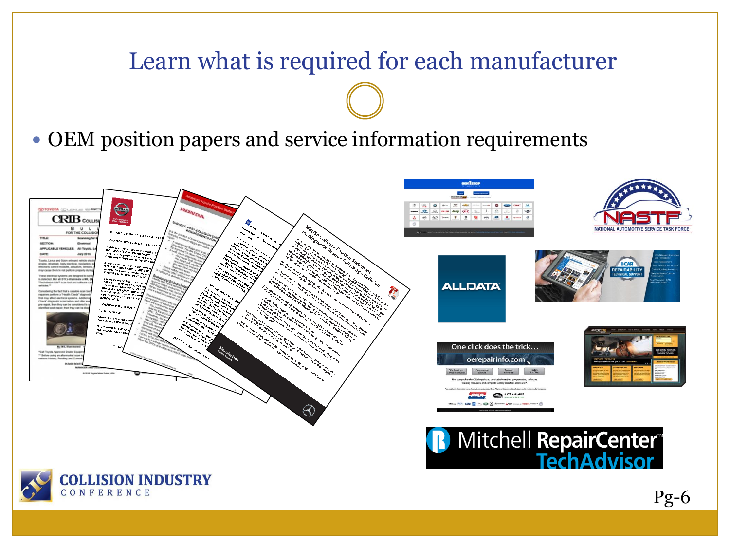# Learn what is required for each manufacturer

- OEM position papers and service information requirements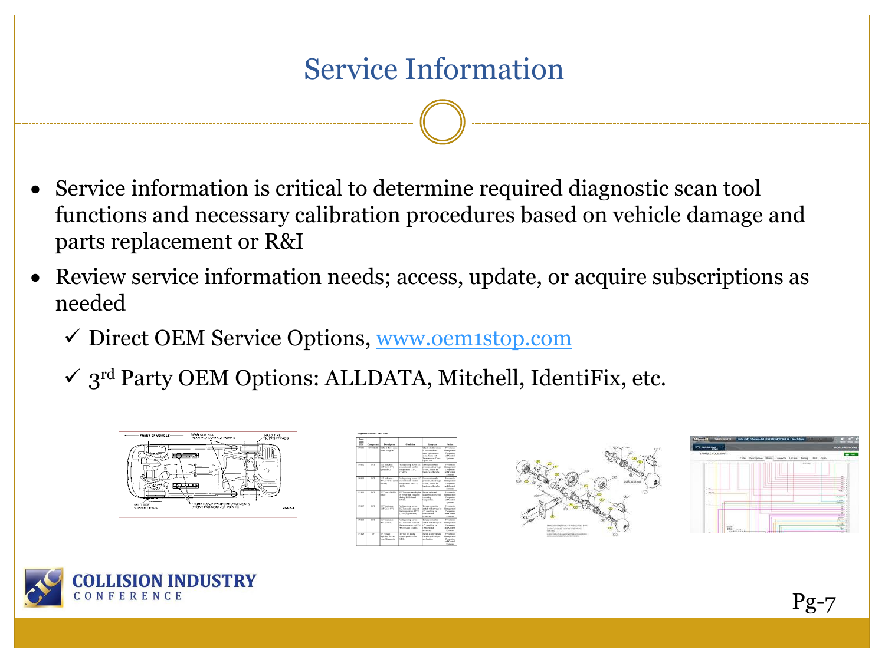# Service Information

- Service information is critical to determine required diagnostic scan tool functions and necessary calibration procedures based on vehicle damage and parts replacement or R&I
- Review service information needs; access, update, or acquire subscriptions as needed
  - ✓ Direct OEM Service Options, www.oem1stop.com
  - ✓ 3rd Party OEM Options: ALLDATA, Mitchell, IdentiFix, etc.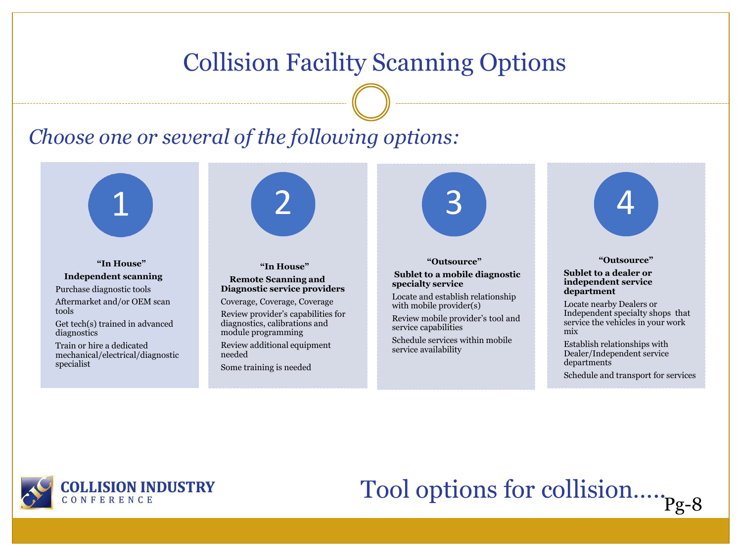# Collision Facility Scanning Options

*Choose one or several of the following options:*

## 1

**"In House"**

**Independent scanning**

- Purchase diagnostic tools
- Aftermarket and/or OEM scan tools
- Get tech(s) trained in advanced diagnostics
- Train or hire a dedicated mechanical/electrical/diagnostic specialist

## 2

**"In House"**

**Remote Scanning and Diagnostic service providers**

- Coverage, Coverage, Coverage
- Review provider's capabilities for diagnostics, calibrations and module programming
- Review additional equipment needed
- Some training is needed

## 3

**"Outsource"**

**Sublet to a mobile diagnostic specialty service**

- Locate and establish relationship with mobile provider(s)
- Review mobile provider's tool and service capabilities
- Schedule services within mobile service availability

## 4

**"Outsource"**

**Sublet to a dealer or independent service department**

- Locate nearby Dealers or Independent specialty shops that service the vehicles in your work mix
- Establish relationships with Dealer/Independent service departments
- Schedule and transport for services

Tool options for collision…..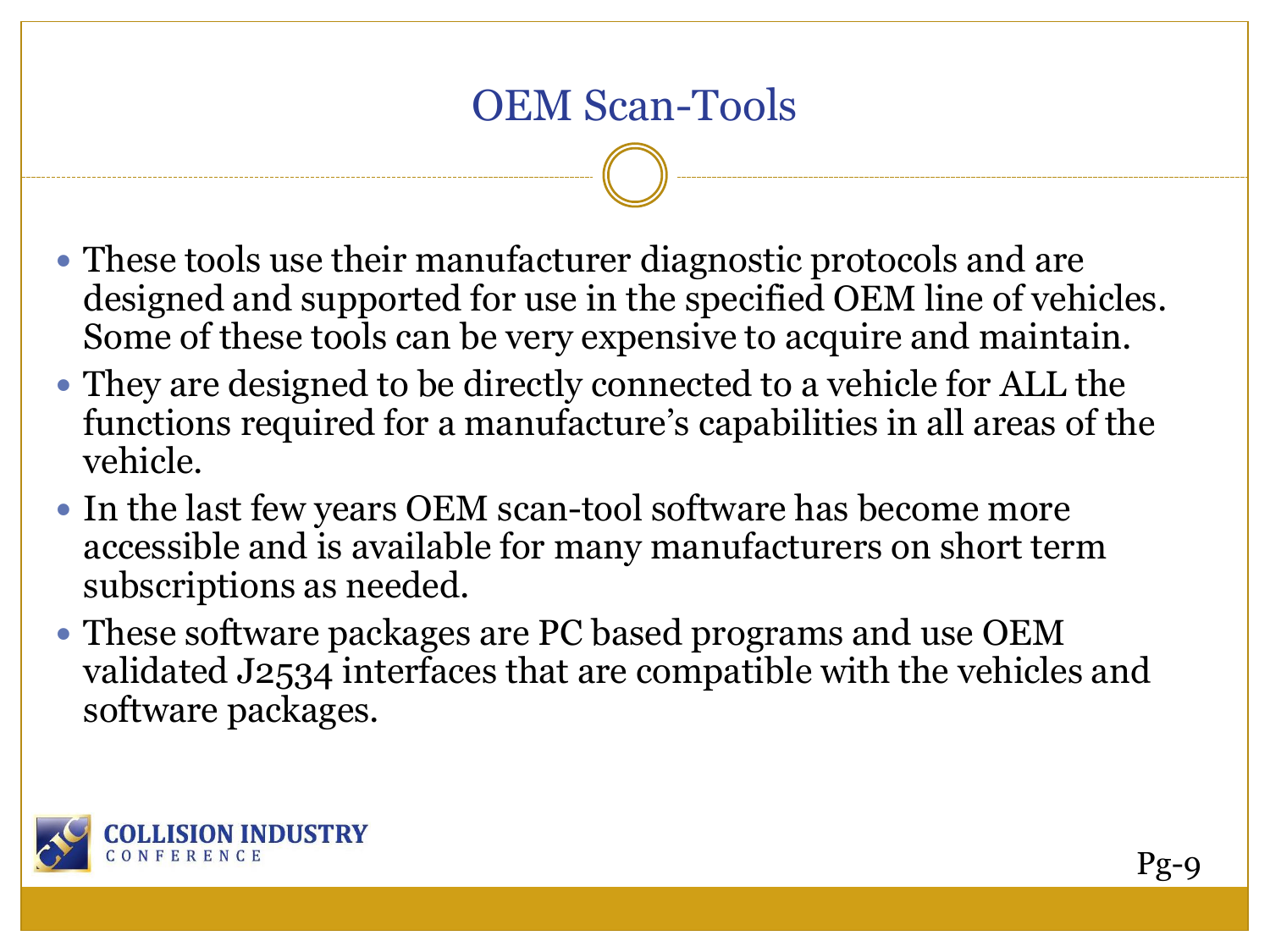# OEM Scan-Tools

- These tools use their manufacturer diagnostic protocols and are designed and supported for use in the specified OEM line of vehicles. Some of these tools can be very expensive to acquire and maintain.
- They are designed to be directly connected to a vehicle for ALL the functions required for a manufacture's capabilities in all areas of the vehicle.
- In the last few years OEM scan-tool software has become more accessible and is available for many manufacturers on short term subscriptions as needed.
- These software packages are PC based programs and use OEM validated J2534 interfaces that are compatible with the vehicles and software packages.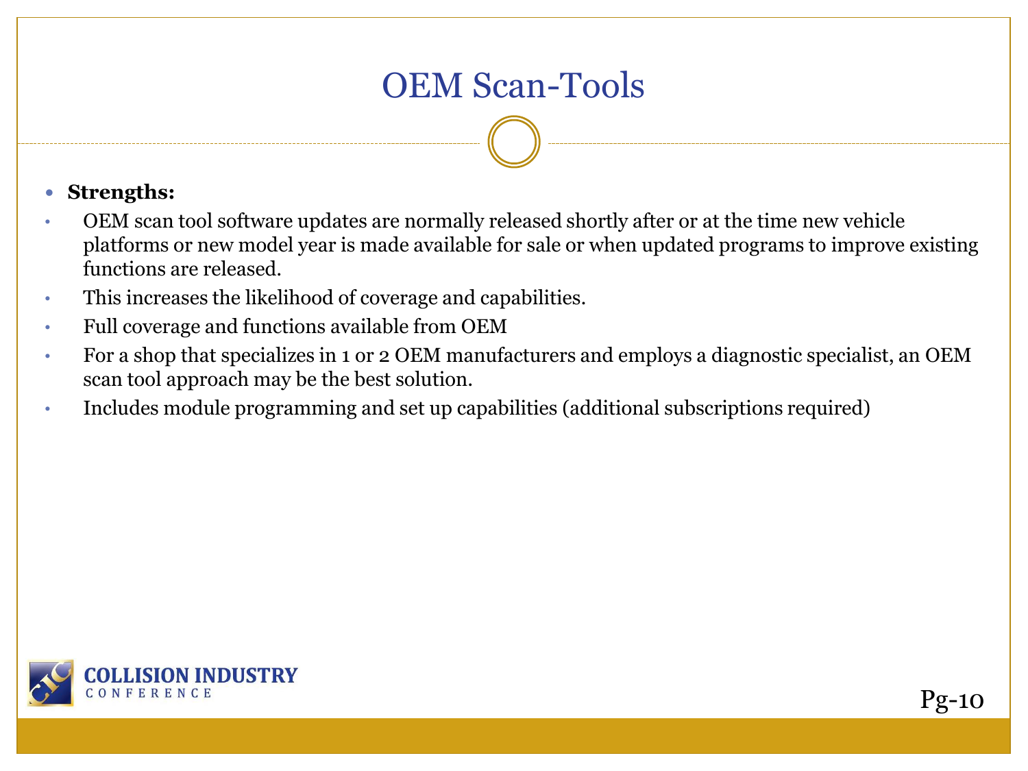# OEM Scan-Tools

- **Strengths:**
- OEM scan tool software updates are normally released shortly after or at the time new vehicle platforms or new model year is made available for sale or when updated programs to improve existing functions are released.
- This increases the likelihood of coverage and capabilities.
- Full coverage and functions available from OEM
- For a shop that specializes in 1 or 2 OEM manufacturers and employs a diagnostic specialist, an OEM scan tool approach may be the best solution.
- Includes module programming and set up capabilities (additional subscriptions required)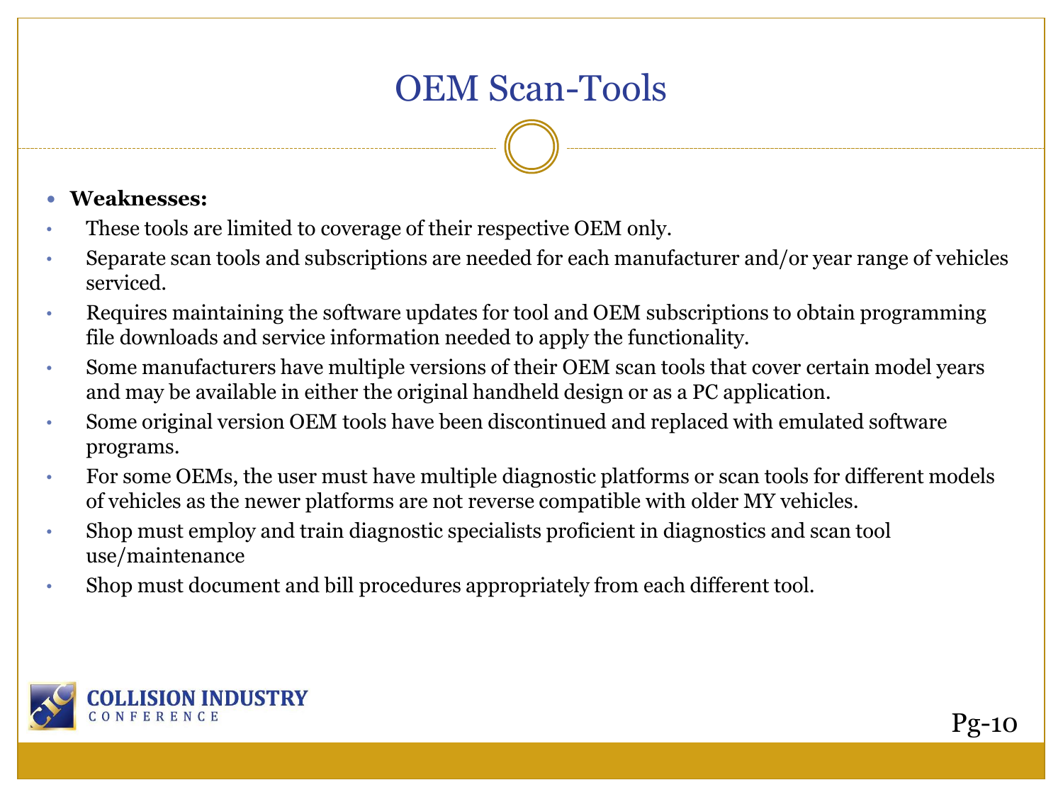# OEM Scan-Tools

- **Weaknesses:**
- These tools are limited to coverage of their respective OEM only.
- Separate scan tools and subscriptions are needed for each manufacturer and/or year range of vehicles serviced.
- Requires maintaining the software updates for tool and OEM subscriptions to obtain programming file downloads and service information needed to apply the functionality.
- Some manufacturers have multiple versions of their OEM scan tools that cover certain model years and may be available in either the original handheld design or as a PC application.
- Some original version OEM tools have been discontinued and replaced with emulated software programs.
- For some OEMs, the user must have multiple diagnostic platforms or scan tools for different models of vehicles as the newer platforms are not reverse compatible with older MY vehicles.
- Shop must employ and train diagnostic specialists proficient in diagnostics and scan tool use/maintenance
- Shop must document and bill procedures appropriately from each different tool.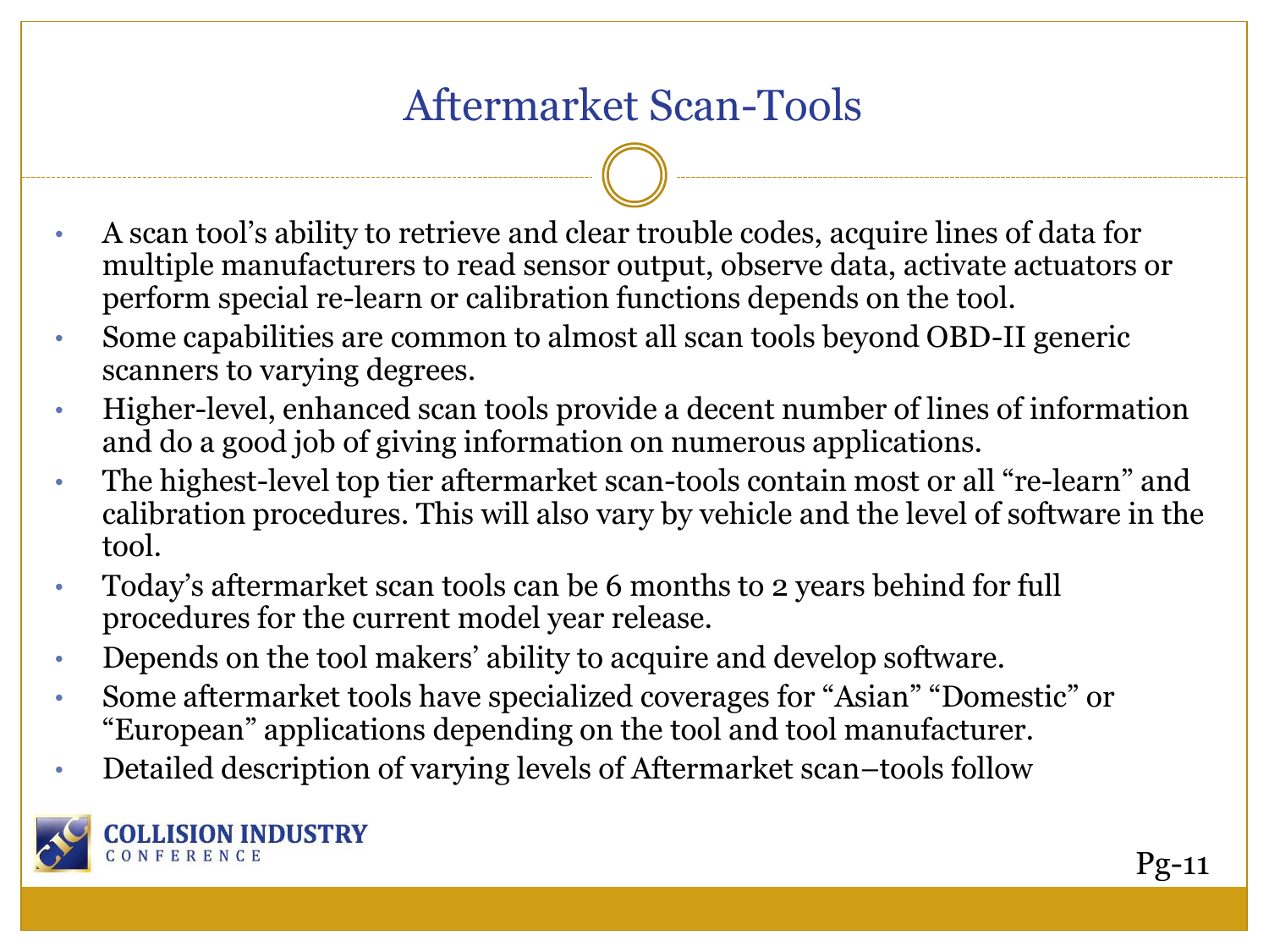# Aftermarket Scan-Tools

- A scan tool's ability to retrieve and clear trouble codes, acquire lines of data for multiple manufacturers to read sensor output, observe data, activate actuators or perform special re-learn or calibration functions depends on the tool.
- Some capabilities are common to almost all scan tools beyond OBD-II generic scanners to varying degrees.
- Higher-level, enhanced scan tools provide a decent number of lines of information and do a good job of giving information on numerous applications.
- The highest-level top tier aftermarket scan-tools contain most or all "re-learn" and calibration procedures. This will also vary by vehicle and the level of software in the tool.
- Today's aftermarket scan tools can be 6 months to 2 years behind for full procedures for the current model year release.
- Depends on the tool makers' ability to acquire and develop software.
- Some aftermarket tools have specialized coverages for "Asian" "Domestic" or "European" applications depending on the tool and tool manufacturer.
- Detailed description of varying levels of Aftermarket scan–tools follow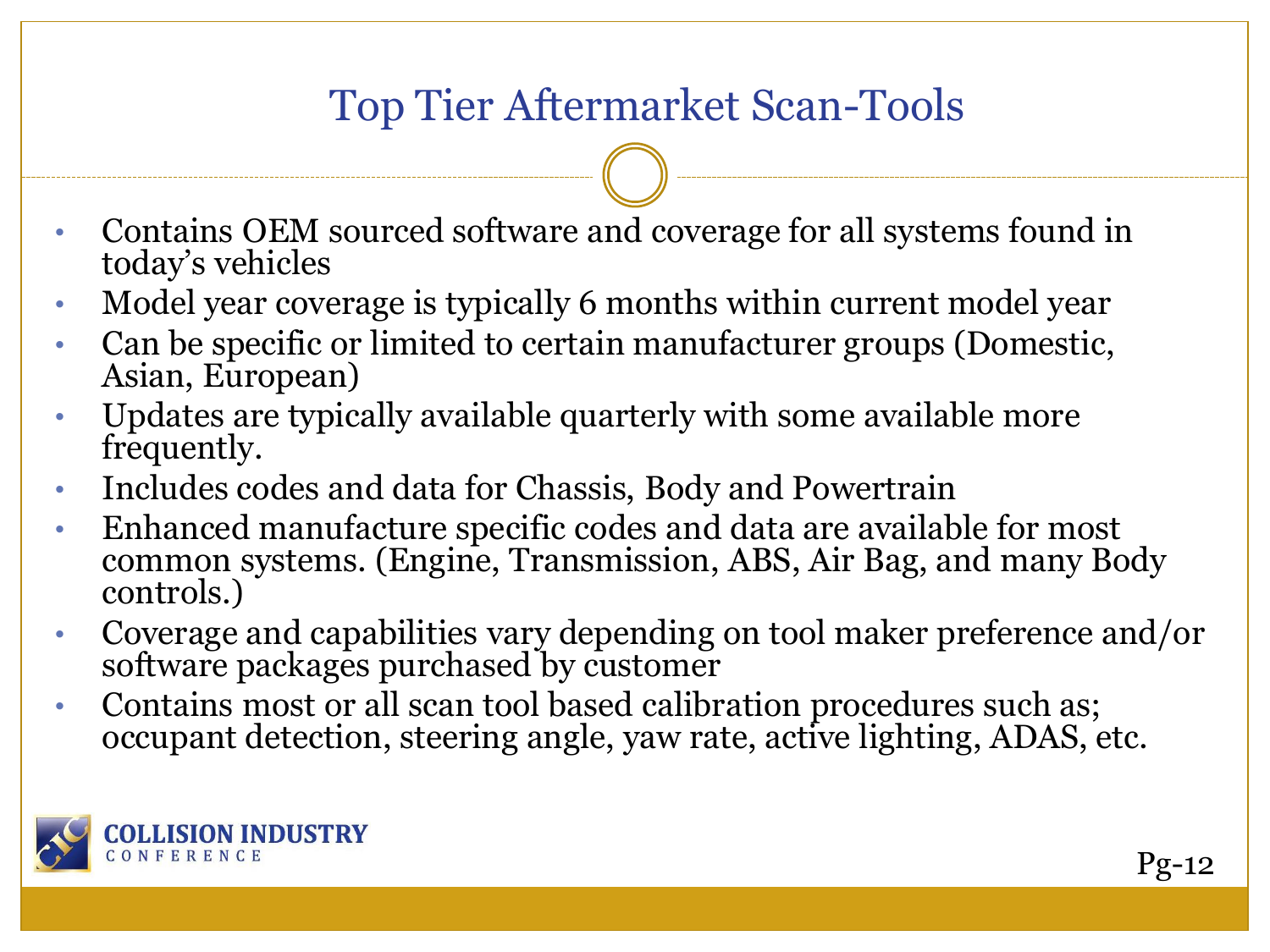# Top Tier Aftermarket Scan-Tools

- Contains OEM sourced software and coverage for all systems found in today's vehicles
- Model year coverage is typically 6 months within current model year
- Can be specific or limited to certain manufacturer groups (Domestic, Asian, European)
- Updates are typically available quarterly with some available more frequently.
- Includes codes and data for Chassis, Body and Powertrain
- Enhanced manufacture specific codes and data are available for most common systems. (Engine, Transmission, ABS, Air Bag, and many Body controls.)
- Coverage and capabilities vary depending on tool maker preference and/or software packages purchased by customer
- Contains most or all scan tool based calibration procedures such as; occupant detection, steering angle, yaw rate, active lighting, ADAS, etc.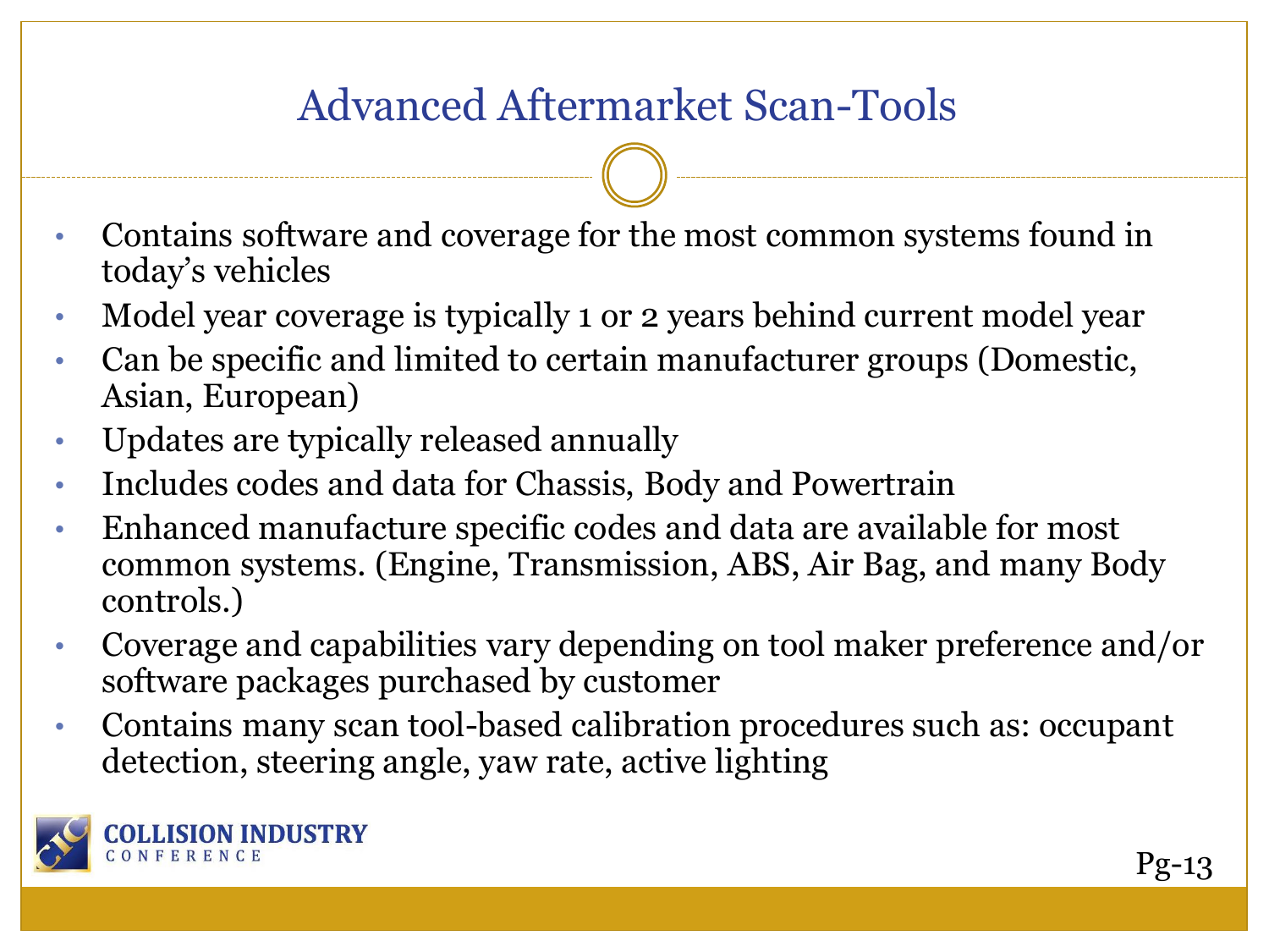# Advanced Aftermarket Scan-Tools

- Contains software and coverage for the most common systems found in today's vehicles
- Model year coverage is typically 1 or 2 years behind current model year
- Can be specific and limited to certain manufacturer groups (Domestic, Asian, European)
- Updates are typically released annually
- Includes codes and data for Chassis, Body and Powertrain
- Enhanced manufacture specific codes and data are available for most common systems. (Engine, Transmission, ABS, Air Bag, and many Body controls.)
- Coverage and capabilities vary depending on tool maker preference and/or software packages purchased by customer
- Contains many scan tool-based calibration procedures such as: occupant detection, steering angle, yaw rate, active lighting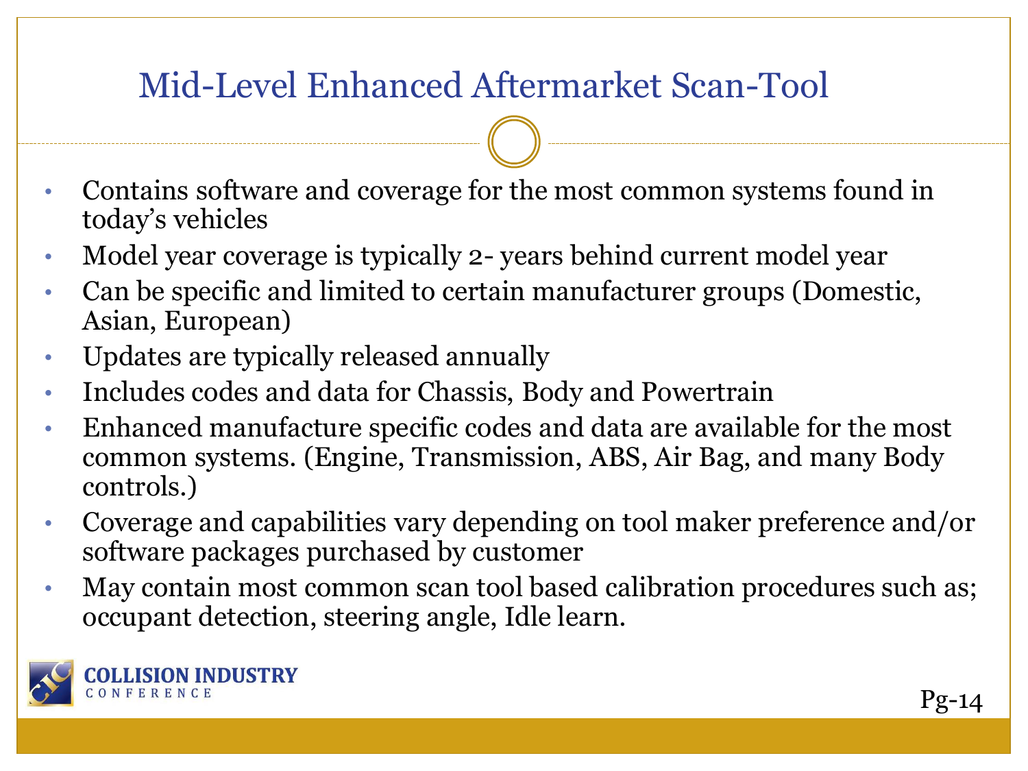# Mid-Level Enhanced Aftermarket Scan-Tool

- Contains software and coverage for the most common systems found in today's vehicles
- Model year coverage is typically 2- years behind current model year
- Can be specific and limited to certain manufacturer groups (Domestic, Asian, European)
- Updates are typically released annually
- Includes codes and data for Chassis, Body and Powertrain
- Enhanced manufacture specific codes and data are available for the most common systems. (Engine, Transmission, ABS, Air Bag, and many Body controls.)
- Coverage and capabilities vary depending on tool maker preference and/or software packages purchased by customer
- May contain most common scan tool based calibration procedures such as; occupant detection, steering angle, Idle learn.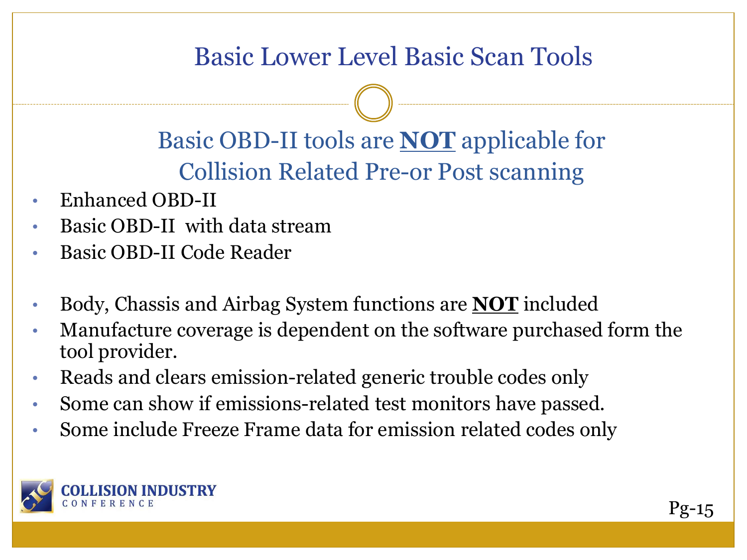# Basic Lower Level Basic Scan Tools

## Basic OBD-II tools are **NOT** applicable for Collision Related Pre-or Post scanning

- Enhanced OBD-II
- Basic OBD-II with data stream
- Basic OBD-II Code Reader

- Body, Chassis and Airbag System functions are **NOT** included
- Manufacture coverage is dependent on the software purchased form the tool provider.
- Reads and clears emission-related generic trouble codes only
- Some can show if emissions-related test monitors have passed.
- Some include Freeze Frame data for emission related codes only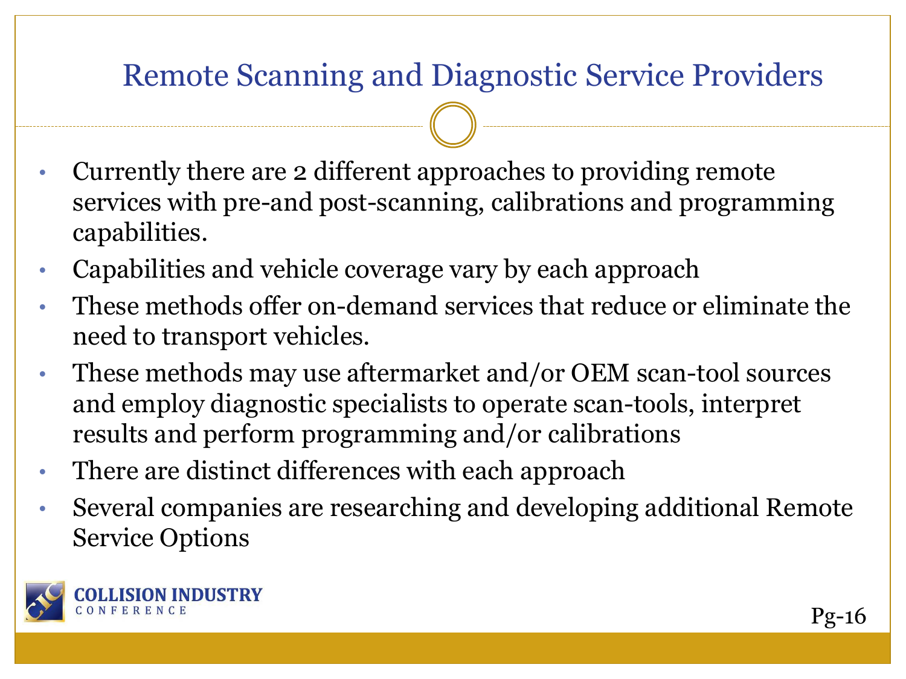# Remote Scanning and Diagnostic Service Providers

- Currently there are 2 different approaches to providing remote services with pre-and post-scanning, calibrations and programming capabilities.
- Capabilities and vehicle coverage vary by each approach
- These methods offer on-demand services that reduce or eliminate the need to transport vehicles.
- These methods may use aftermarket and/or OEM scan-tool sources and employ diagnostic specialists to operate scan-tools, interpret results and perform programming and/or calibrations
- There are distinct differences with each approach
- Several companies are researching and developing additional Remote Service Options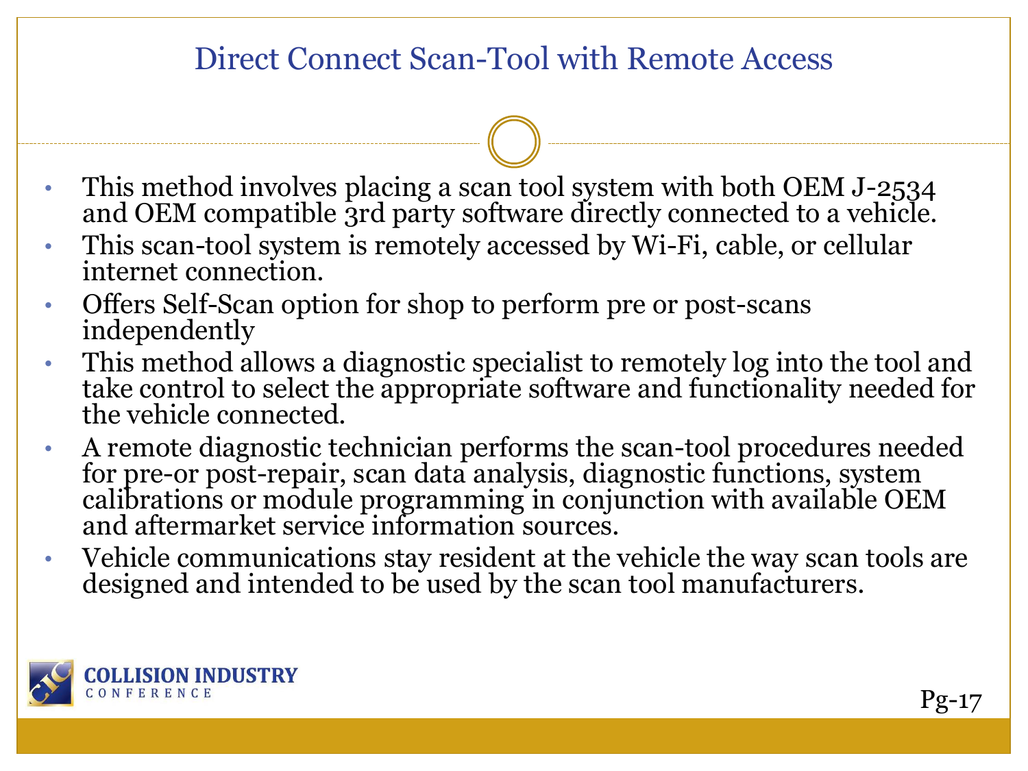# Direct Connect Scan-Tool with Remote Access

- This method involves placing a scan tool system with both OEM J-2534 and OEM compatible 3rd party software directly connected to a vehicle.
- This scan-tool system is remotely accessed by Wi-Fi, cable, or cellular internet connection.
- Offers Self-Scan option for shop to perform pre or post-scans independently
- This method allows a diagnostic specialist to remotely log into the tool and take control to select the appropriate software and functionality needed for the vehicle connected.
- A remote diagnostic technician performs the scan-tool procedures needed for pre-or post-repair, scan data analysis, diagnostic functions, system calibrations or module programming in conjunction with available OEM and aftermarket service information sources.
- Vehicle communications stay resident at the vehicle the way scan tools are designed and intended to be used by the scan tool manufacturers.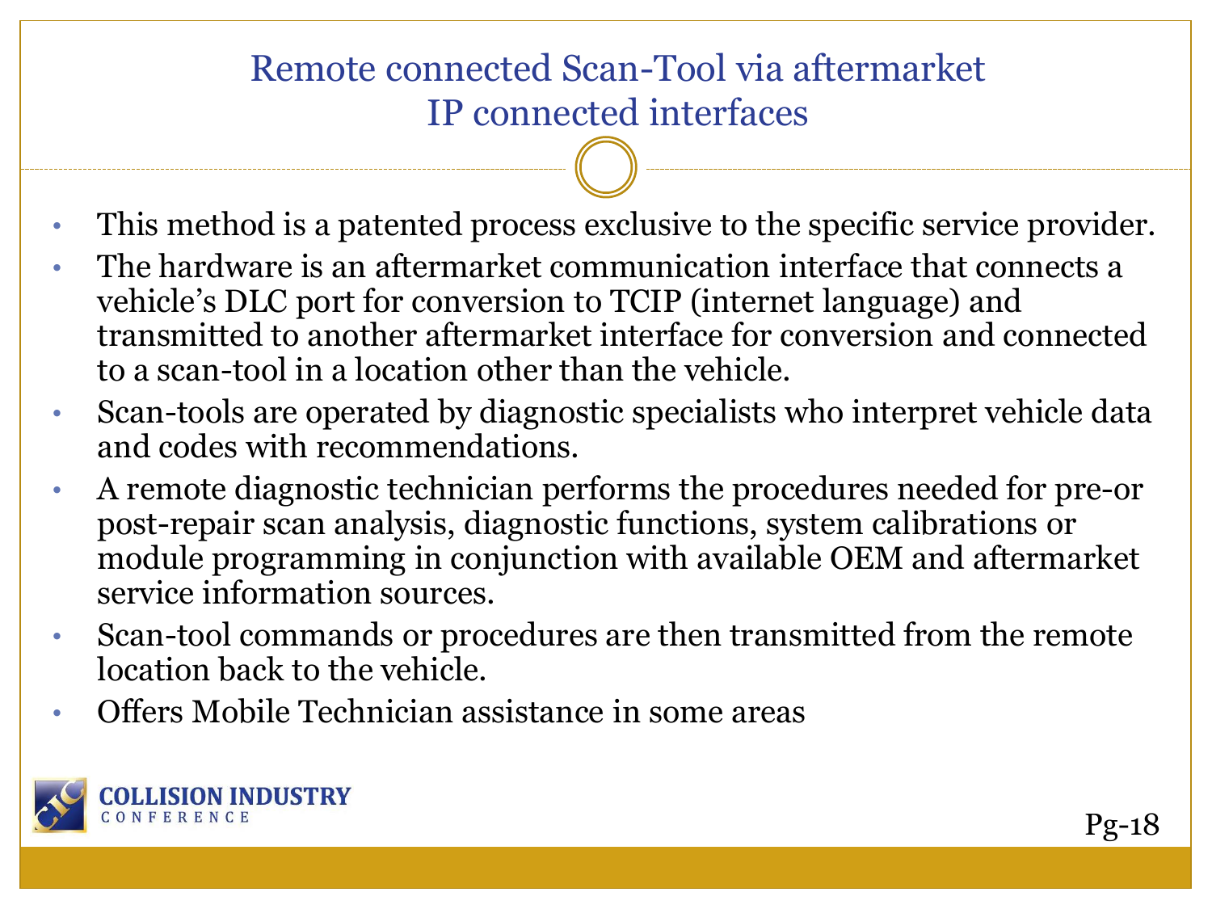# Remote connected Scan-Tool via aftermarket IP connected interfaces

- This method is a patented process exclusive to the specific service provider.
- The hardware is an aftermarket communication interface that connects a vehicle's DLC port for conversion to TCIP (internet language) and transmitted to another aftermarket interface for conversion and connected to a scan-tool in a location other than the vehicle.
- Scan-tools are operated by diagnostic specialists who interpret vehicle data and codes with recommendations.
- A remote diagnostic technician performs the procedures needed for pre-or post-repair scan analysis, diagnostic functions, system calibrations or module programming in conjunction with available OEM and aftermarket service information sources.
- Scan-tool commands or procedures are then transmitted from the remote location back to the vehicle.
- Offers Mobile Technician assistance in some areas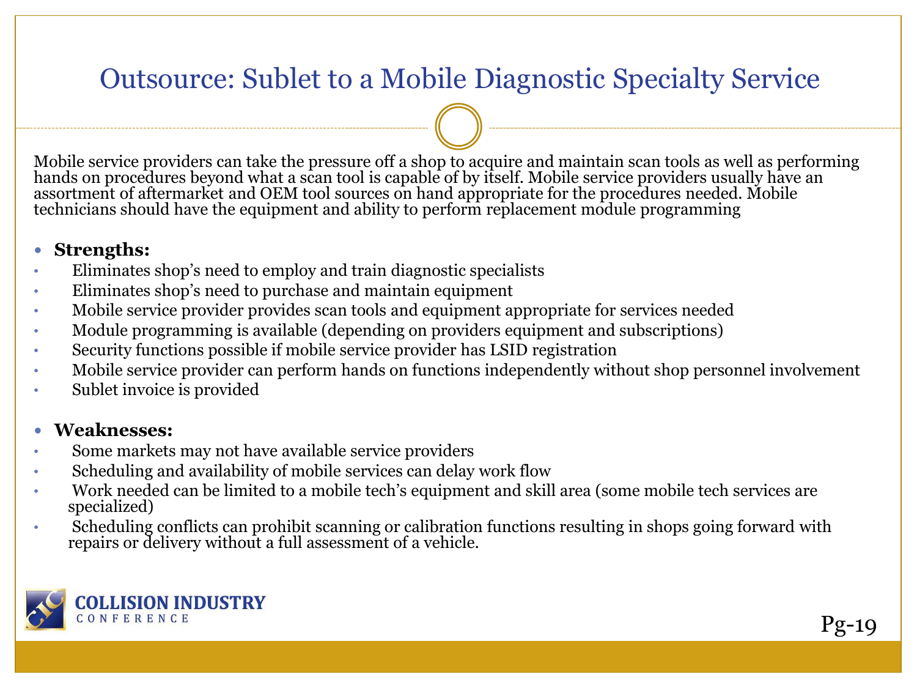# Outsource: Sublet to a Mobile Diagnostic Specialty Service

Mobile service providers can take the pressure off a shop to acquire and maintain scan tools as well as performing hands on procedures beyond what a scan tool is capable of by itself. Mobile service providers usually have an assortment of aftermarket and OEM tool sources on hand appropriate for the procedures needed. Mobile technicians should have the equipment and ability to perform replacement module programming

- **Strengths:**
  - Eliminates shop's need to employ and train diagnostic specialists
  - Eliminates shop's need to purchase and maintain equipment
  - Mobile service provider provides scan tools and equipment appropriate for services needed
  - Module programming is available (depending on providers equipment and subscriptions)
  - Security functions possible if mobile service provider has LSID registration
  - Mobile service provider can perform hands on functions independently without shop personnel involvement
  - Sublet invoice is provided

- **Weaknesses:**
  - Some markets may not have available service providers
  - Scheduling and availability of mobile services can delay work flow
  - Work needed can be limited to a mobile tech's equipment and skill area (some mobile tech services are specialized)
  - Scheduling conflicts can prohibit scanning or calibration functions resulting in shops going forward with repairs or delivery without a full assessment of a vehicle.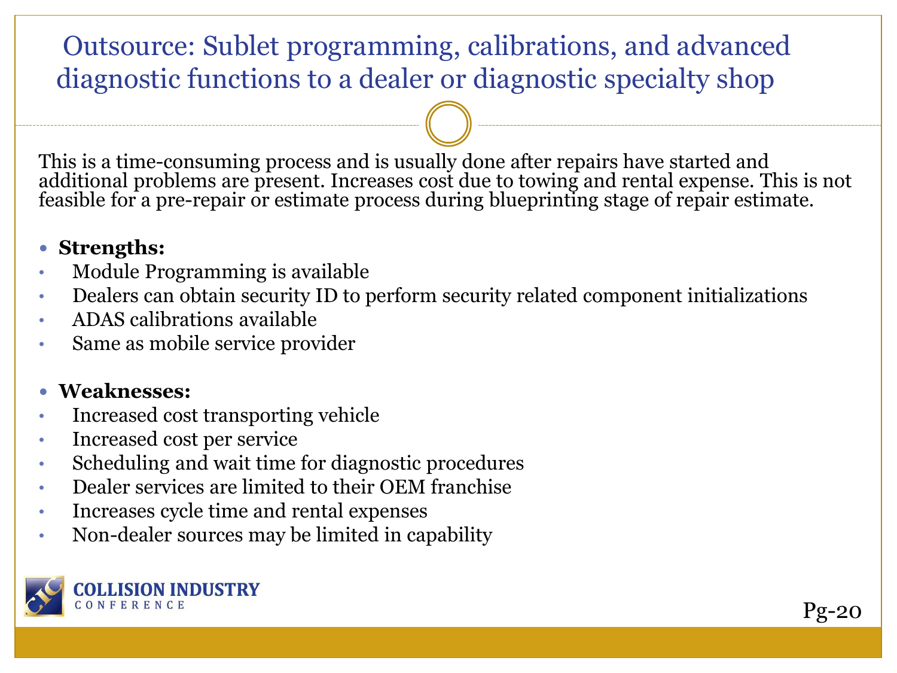# Outsource: Sublet programming, calibrations, and advanced diagnostic functions to a dealer or diagnostic specialty shop

This is a time-consuming process and is usually done after repairs have started and additional problems are present. Increases cost due to towing and rental expense. This is not feasible for a pre-repair or estimate process during blueprinting stage of repair estimate.

- **Strengths:**
  - Module Programming is available
  - Dealers can obtain security ID to perform security related component initializations
  - ADAS calibrations available
  - Same as mobile service provider

- **Weaknesses:**
  - Increased cost transporting vehicle
  - Increased cost per service
  - Scheduling and wait time for diagnostic procedures
  - Dealer services are limited to their OEM franchise
  - Increases cycle time and rental expenses
  - Non-dealer sources may be limited in capability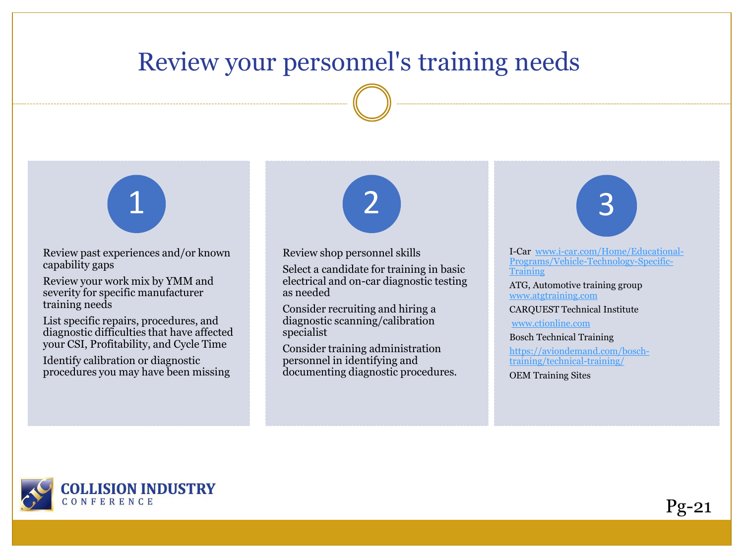# Review your personnel's training needs

## 1

- Review past experiences and/or known capability gaps
- Review your work mix by YMM and severity for specific manufacturer training needs
- List specific repairs, procedures, and diagnostic difficulties that have affected your CSI, Profitability, and Cycle Time
- Identify calibration or diagnostic procedures you may have been missing

## 2

- Review shop personnel skills
- Select a candidate for training in basic electrical and on-car diagnostic testing as needed
- Consider recruiting and hiring a diagnostic scanning/calibration specialist
- Consider training administration personnel in identifying and documenting diagnostic procedures.

## 3

- I-Car [www.i-car.com/Home/Educational-Programs/Vehicle-Technology-Specific-Training](www.i-car.com/Home/Educational-Programs/Vehicle-Technology-Specific-Training)
- ATG, Automotive training group [www.atgtraining.com](www.atgtraining.com)
- CARQUEST Technical Institute [www.ctionline.com](www.ctionline.com)
- Bosch Technical Training [https://aviondemand.com/bosch-training/technical-training/](https://aviondemand.com/bosch-training/technical-training/)
- OEM Training Sites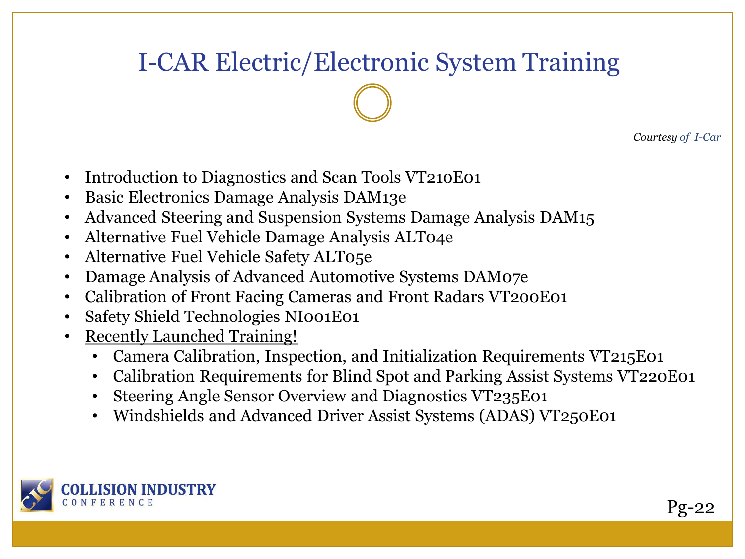# I-CAR Electric/Electronic System Training

*Courtesy of I-Car*

- Introduction to Diagnostics and Scan Tools VT210E01
- Basic Electronics Damage Analysis DAM13e
- Advanced Steering and Suspension Systems Damage Analysis DAM15
- Alternative Fuel Vehicle Damage Analysis ALT04e
- Alternative Fuel Vehicle Safety ALT05e
- Damage Analysis of Advanced Automotive Systems DAM07e
- Calibration of Front Facing Cameras and Front Radars VT200E01
- Safety Shield Technologies NI001E01
- Recently Launched Training!
  - Camera Calibration, Inspection, and Initialization Requirements VT215E01
  - Calibration Requirements for Blind Spot and Parking Assist Systems VT220E01
  - Steering Angle Sensor Overview and Diagnostics VT235E01
  - Windshields and Advanced Driver Assist Systems (ADAS) VT250E01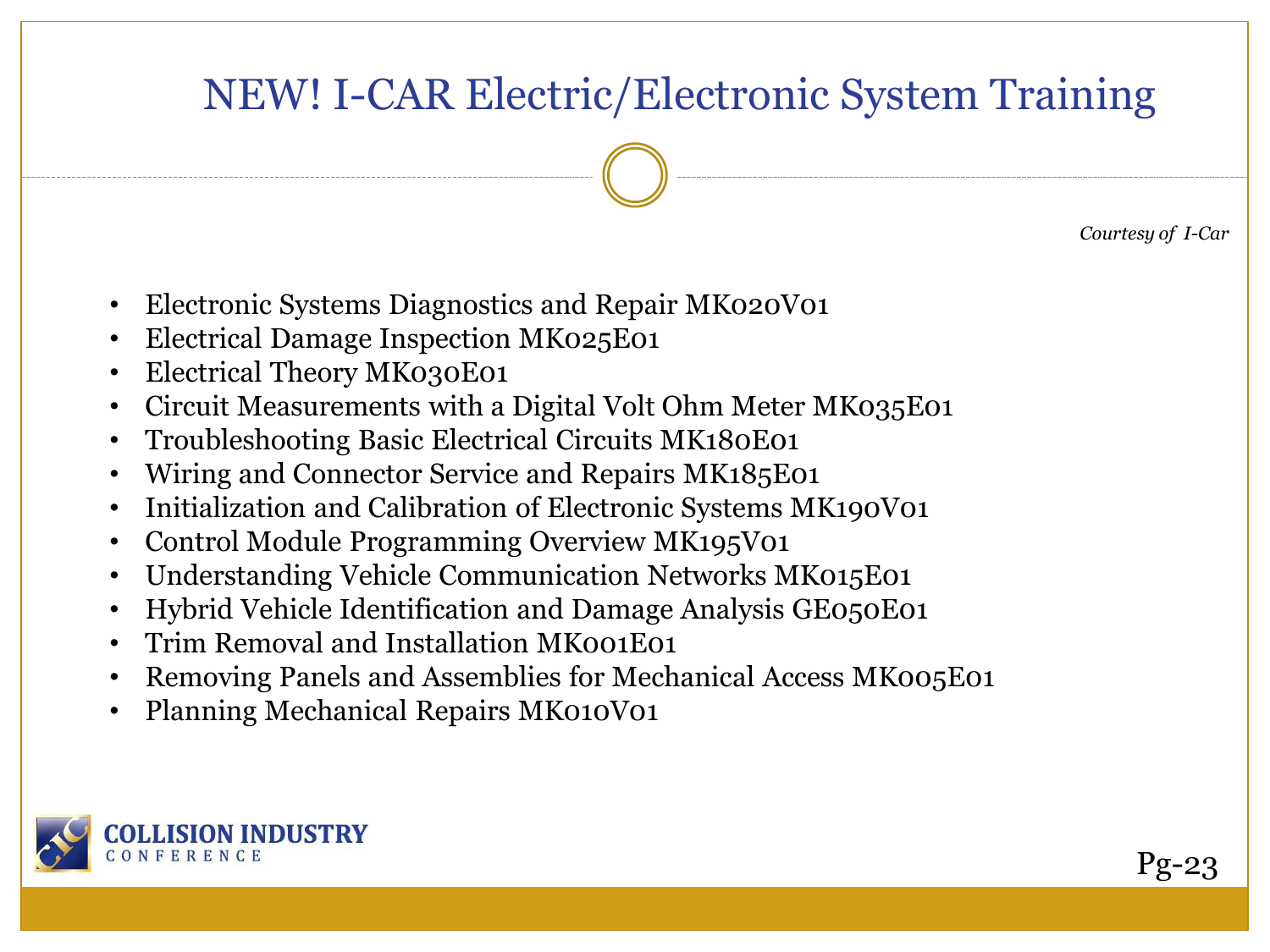# NEW! I-CAR Electric/Electronic System Training

*Courtesy of I-Car*

- Electronic Systems Diagnostics and Repair MK020V01
- Electrical Damage Inspection MK025E01
- Electrical Theory MK030E01
- Circuit Measurements with a Digital Volt Ohm Meter MK035E01
- Troubleshooting Basic Electrical Circuits MK180E01
- Wiring and Connector Service and Repairs MK185E01
- Initialization and Calibration of Electronic Systems MK190V01
- Control Module Programming Overview MK195V01
- Understanding Vehicle Communication Networks MK015E01
- Hybrid Vehicle Identification and Damage Analysis GE050E01
- Trim Removal and Installation MK001E01
- Removing Panels and Assemblies for Mechanical Access MK005E01
- Planning Mechanical Repairs MK010V01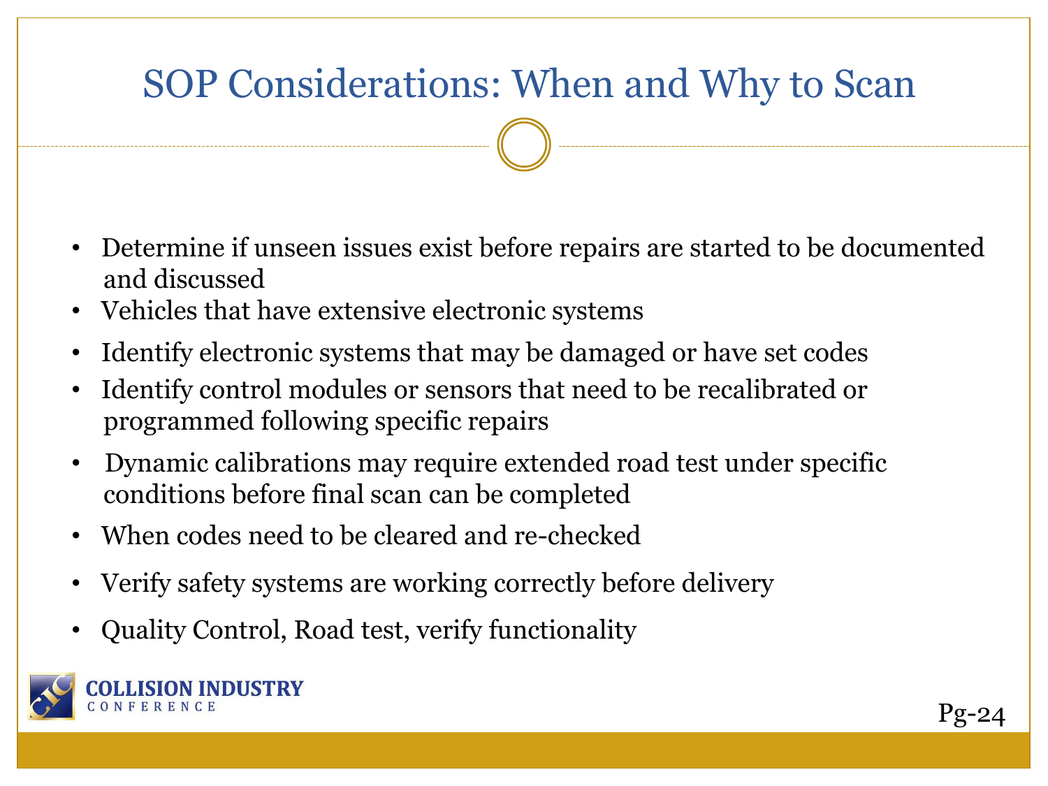# SOP Considerations: When and Why to Scan

- Determine if unseen issues exist before repairs are started to be documented and discussed
- Vehicles that have extensive electronic systems
- Identify electronic systems that may be damaged or have set codes
- Identify control modules or sensors that need to be recalibrated or programmed following specific repairs
- Dynamic calibrations may require extended road test under specific conditions before final scan can be completed
- When codes need to be cleared and re-checked
- Verify safety systems are working correctly before delivery
- Quality Control, Road test, verify functionality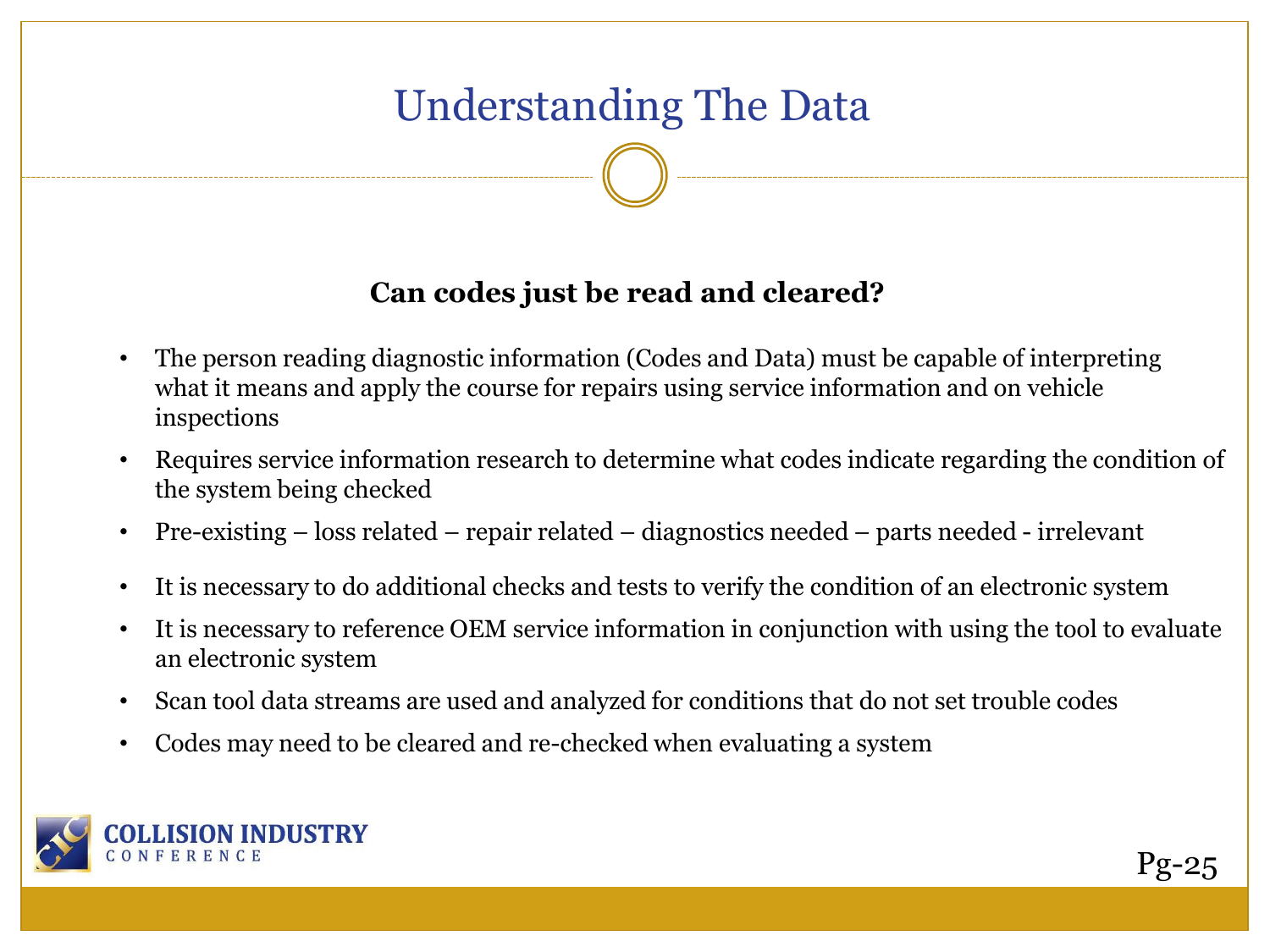# Understanding The Data

**Can codes just be read and cleared?**

- The person reading diagnostic information (Codes and Data) must be capable of interpreting what it means and apply the course for repairs using service information and on vehicle inspections
- Requires service information research to determine what codes indicate regarding the condition of the system being checked
- Pre-existing – loss related – repair related – diagnostics needed – parts needed - irrelevant
- It is necessary to do additional checks and tests to verify the condition of an electronic system
- It is necessary to reference OEM service information in conjunction with using the tool to evaluate an electronic system
- Scan tool data streams are used and analyzed for conditions that do not set trouble codes
- Codes may need to be cleared and re-checked when evaluating a system